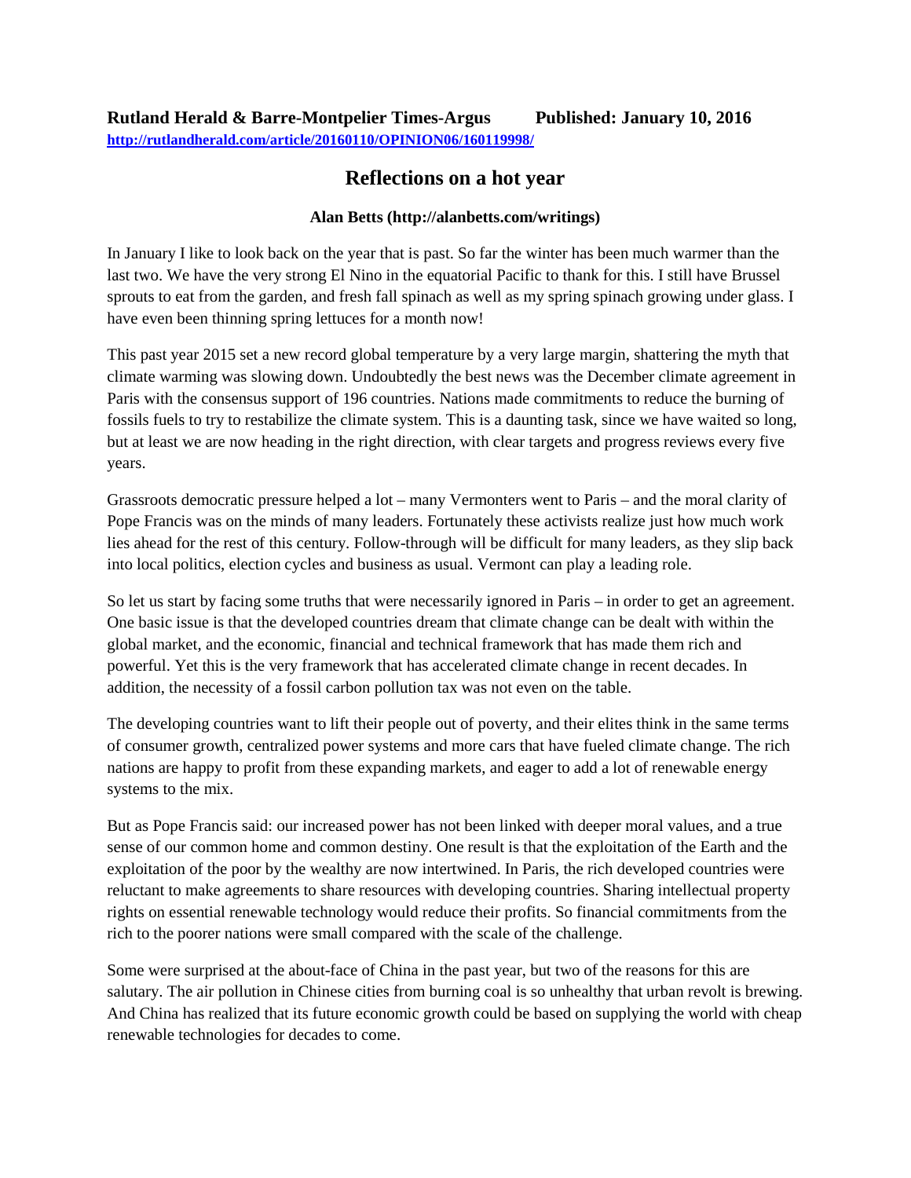**Rutland Herald & Barre-Montpelier Times-Argus Published: January 10, 2016**
http://rutlandherald.com/article/20160110/OPINION06/160119998/

# Reflections on a hot year

**Alan Betts (http://alanbetts.com/writings)**

In January I like to look back on the year that is past. So far the winter has been much warmer than the last two. We have the very strong El Nino in the equatorial Pacific to thank for this. I still have Brussel sprouts to eat from the garden, and fresh fall spinach as well as my spring spinach growing under glass. I have even been thinning spring lettuces for a month now!

This past year 2015 set a new record global temperature by a very large margin, shattering the myth that climate warming was slowing down. Undoubtedly the best news was the December climate agreement in Paris with the consensus support of 196 countries. Nations made commitments to reduce the burning of fossils fuels to try to restabilize the climate system. This is a daunting task, since we have waited so long, but at least we are now heading in the right direction, with clear targets and progress reviews every five years.

Grassroots democratic pressure helped a lot – many Vermonters went to Paris – and the moral clarity of Pope Francis was on the minds of many leaders. Fortunately these activists realize just how much work lies ahead for the rest of this century. Follow-through will be difficult for many leaders, as they slip back into local politics, election cycles and business as usual. Vermont can play a leading role.

So let us start by facing some truths that were necessarily ignored in Paris – in order to get an agreement. One basic issue is that the developed countries dream that climate change can be dealt with within the global market, and the economic, financial and technical framework that has made them rich and powerful. Yet this is the very framework that has accelerated climate change in recent decades. In addition, the necessity of a fossil carbon pollution tax was not even on the table.

The developing countries want to lift their people out of poverty, and their elites think in the same terms of consumer growth, centralized power systems and more cars that have fueled climate change. The rich nations are happy to profit from these expanding markets, and eager to add a lot of renewable energy systems to the mix.

But as Pope Francis said: our increased power has not been linked with deeper moral values, and a true sense of our common home and common destiny. One result is that the exploitation of the Earth and the exploitation of the poor by the wealthy are now intertwined. In Paris, the rich developed countries were reluctant to make agreements to share resources with developing countries. Sharing intellectual property rights on essential renewable technology would reduce their profits. So financial commitments from the rich to the poorer nations were small compared with the scale of the challenge.

Some were surprised at the about-face of China in the past year, but two of the reasons for this are salutary. The air pollution in Chinese cities from burning coal is so unhealthy that urban revolt is brewing. And China has realized that its future economic growth could be based on supplying the world with cheap renewable technologies for decades to come.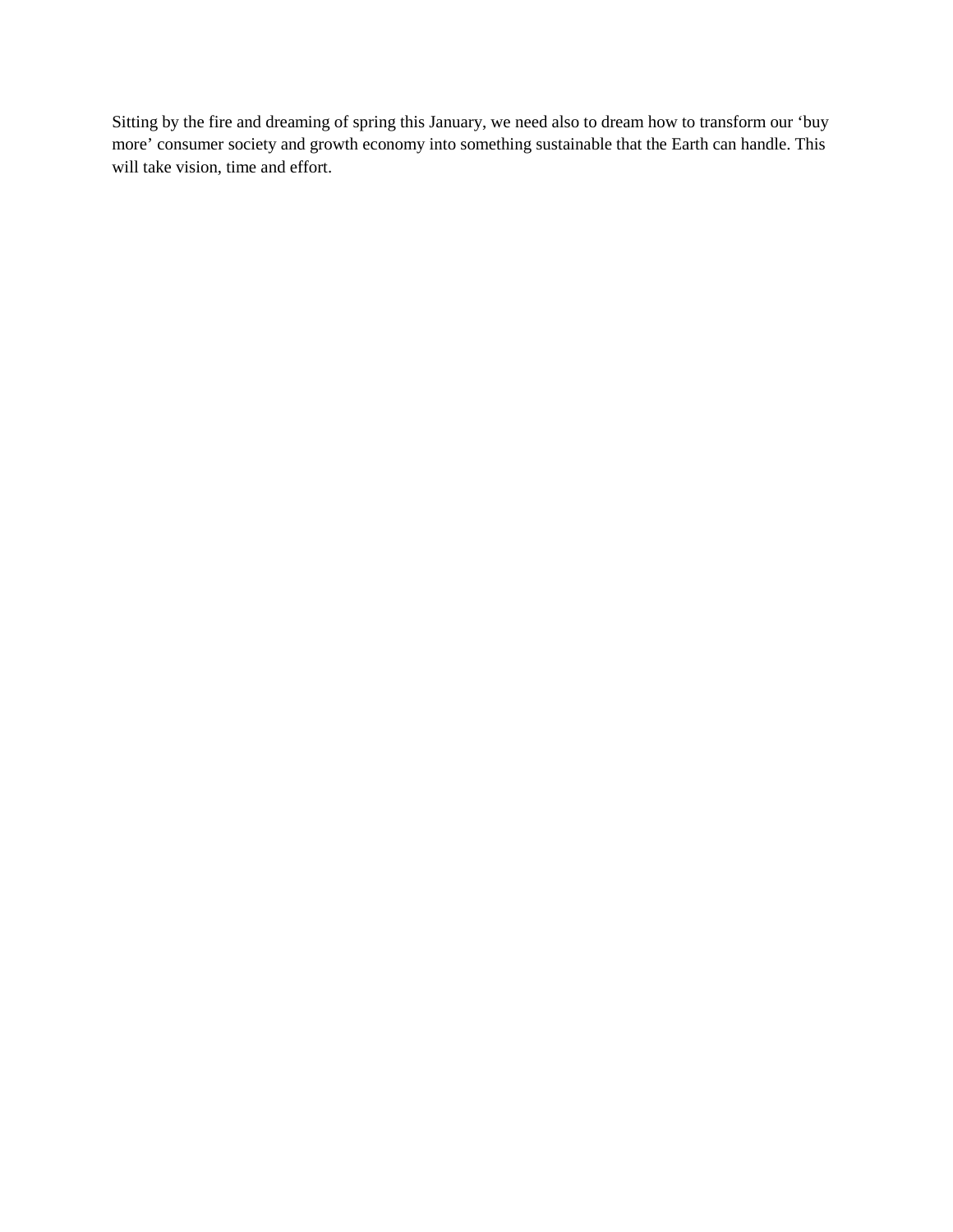Sitting by the fire and dreaming of spring this January, we need also to dream how to transform our 'buy more' consumer society and growth economy into something sustainable that the Earth can handle. This will take vision, time and effort.